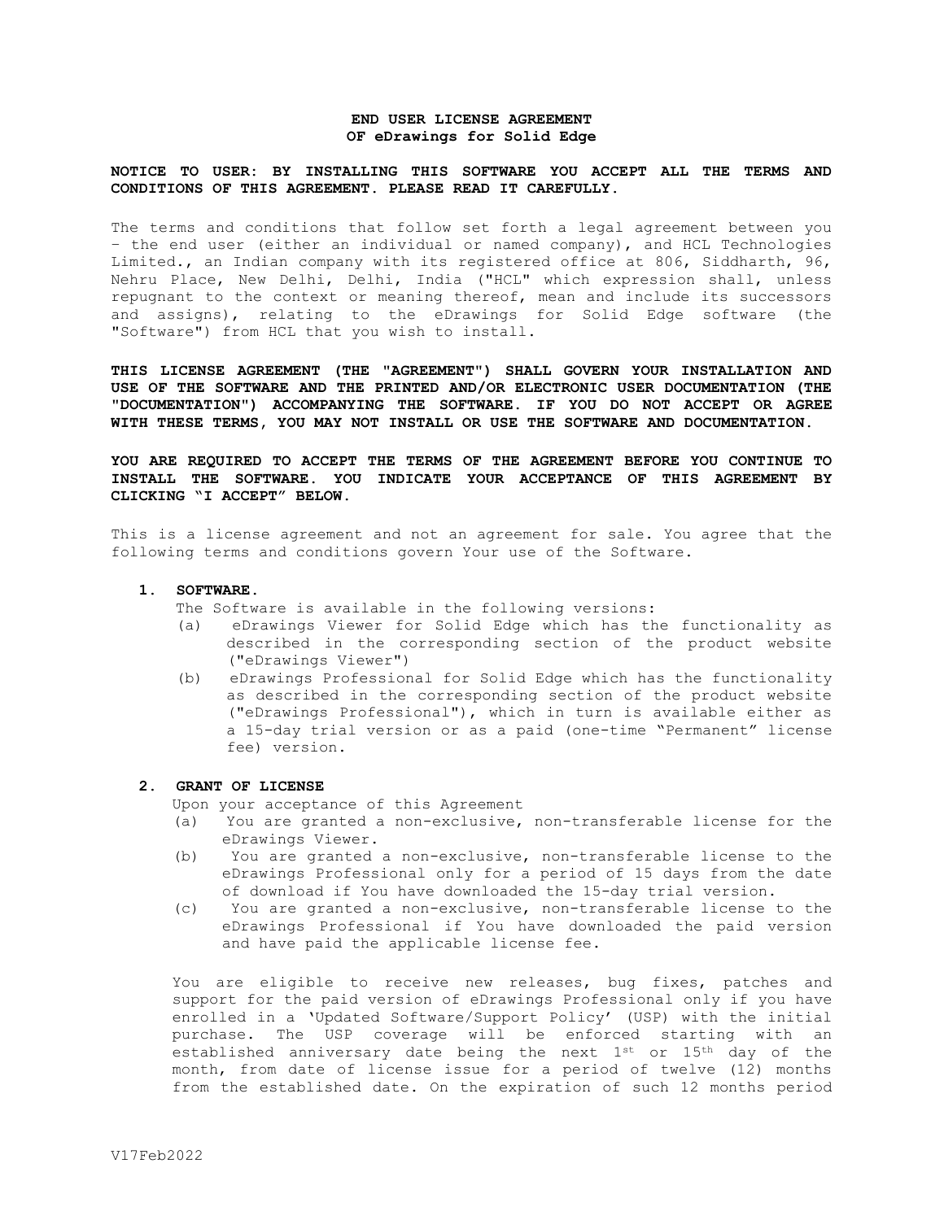**END USER LICENSE AGREEMENT**
**OF eDrawings for Solid Edge**

**NOTICE TO USER: BY INSTALLING THIS SOFTWARE YOU ACCEPT ALL THE TERMS AND CONDITIONS OF THIS AGREEMENT. PLEASE READ IT CAREFULLY.**

The terms and conditions that follow set forth a legal agreement between you – the end user (either an individual or named company), and HCL Technologies Limited., an Indian company with its registered office at 806, Siddharth, 96, Nehru Place, New Delhi, Delhi, India ("HCL" which expression shall, unless repugnant to the context or meaning thereof, mean and include its successors and assigns), relating to the eDrawings for Solid Edge software (the "Software") from HCL that you wish to install.

**THIS LICENSE AGREEMENT (THE "AGREEMENT") SHALL GOVERN YOUR INSTALLATION AND USE OF THE SOFTWARE AND THE PRINTED AND/OR ELECTRONIC USER DOCUMENTATION (THE "DOCUMENTATION") ACCOMPANYING THE SOFTWARE. IF YOU DO NOT ACCEPT OR AGREE WITH THESE TERMS, YOU MAY NOT INSTALL OR USE THE SOFTWARE AND DOCUMENTATION.**

**YOU ARE REQUIRED TO ACCEPT THE TERMS OF THE AGREEMENT BEFORE YOU CONTINUE TO INSTALL THE SOFTWARE. YOU INDICATE YOUR ACCEPTANCE OF THIS AGREEMENT BY CLICKING "I ACCEPT" BELOW.**

This is a license agreement and not an agreement for sale. You agree that the following terms and conditions govern Your use of the Software.

1. **SOFTWARE.**

   The Software is available in the following versions:

   (a) eDrawings Viewer for Solid Edge which has the functionality as described in the corresponding section of the product website ("eDrawings Viewer")

   (b) eDrawings Professional for Solid Edge which has the functionality as described in the corresponding section of the product website ("eDrawings Professional"), which in turn is available either as a 15-day trial version or as a paid (one-time "Permanent" license fee) version.

2. **GRANT OF LICENSE**

   Upon your acceptance of this Agreement

   (a) You are granted a non-exclusive, non-transferable license for the eDrawings Viewer.

   (b) You are granted a non-exclusive, non-transferable license to the eDrawings Professional only for a period of 15 days from the date of download if You have downloaded the 15-day trial version.

   (c) You are granted a non-exclusive, non-transferable license to the eDrawings Professional if You have downloaded the paid version and have paid the applicable license fee.

   You are eligible to receive new releases, bug fixes, patches and support for the paid version of eDrawings Professional only if you have enrolled in a 'Updated Software/Support Policy' (USP) with the initial purchase. The USP coverage will be enforced starting with an established anniversary date being the next 1st or 15th day of the month, from date of license issue for a period of twelve (12) months from the established date. On the expiration of such 12 months period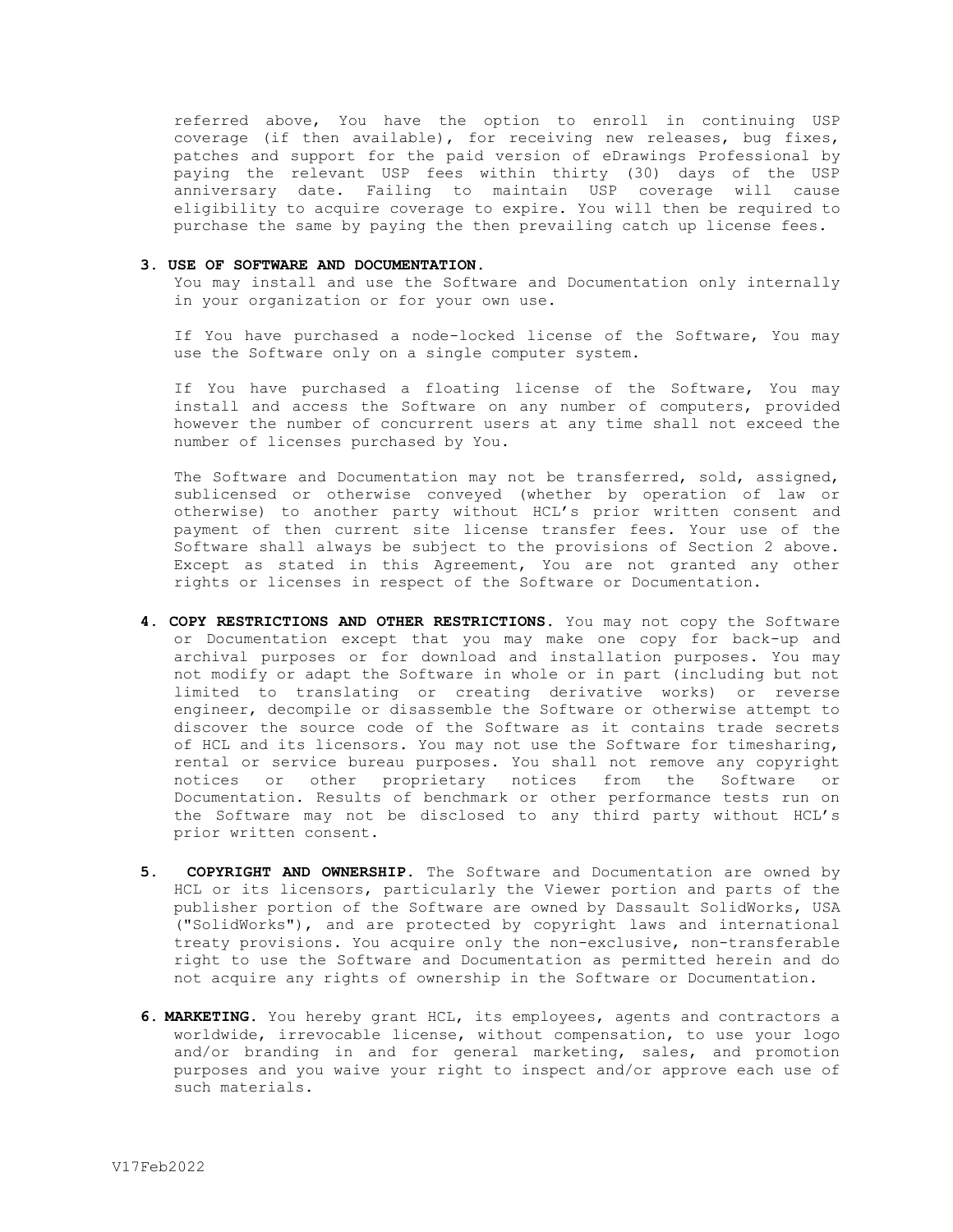referred above, You have the option to enroll in continuing USP coverage (if then available), for receiving new releases, bug fixes, patches and support for the paid version of eDrawings Professional by paying the relevant USP fees within thirty (30) days of the USP anniversary date. Failing to maintain USP coverage will cause eligibility to acquire coverage to expire. You will then be required to purchase the same by paying the then prevailing catch up license fees.

3. **USE OF SOFTWARE AND DOCUMENTATION.**

   You may install and use the Software and Documentation only internally in your organization or for your own use.

   If You have purchased a node-locked license of the Software, You may use the Software only on a single computer system.

   If You have purchased a floating license of the Software, You may install and access the Software on any number of computers, provided however the number of concurrent users at any time shall not exceed the number of licenses purchased by You.

   The Software and Documentation may not be transferred, sold, assigned, sublicensed or otherwise conveyed (whether by operation of law or otherwise) to another party without HCL's prior written consent and payment of then current site license transfer fees. Your use of the Software shall always be subject to the provisions of Section 2 above. Except as stated in this Agreement, You are not granted any other rights or licenses in respect of the Software or Documentation.

4. **COPY RESTRICTIONS AND OTHER RESTRICTIONS.** You may not copy the Software or Documentation except that you may make one copy for back-up and archival purposes or for download and installation purposes. You may not modify or adapt the Software in whole or in part (including but not limited to translating or creating derivative works) or reverse engineer, decompile or disassemble the Software or otherwise attempt to discover the source code of the Software as it contains trade secrets of HCL and its licensors. You may not use the Software for timesharing, rental or service bureau purposes. You shall not remove any copyright notices or other proprietary notices from the Software or Documentation. Results of benchmark or other performance tests run on the Software may not be disclosed to any third party without HCL's prior written consent.

5. **COPYRIGHT AND OWNERSHIP.** The Software and Documentation are owned by HCL or its licensors, particularly the Viewer portion and parts of the publisher portion of the Software are owned by Dassault SolidWorks, USA ("SolidWorks"), and are protected by copyright laws and international treaty provisions. You acquire only the non-exclusive, non-transferable right to use the Software and Documentation as permitted herein and do not acquire any rights of ownership in the Software or Documentation.

6. **MARKETING.** You hereby grant HCL, its employees, agents and contractors a worldwide, irrevocable license, without compensation, to use your logo and/or branding in and for general marketing, sales, and promotion purposes and you waive your right to inspect and/or approve each use of such materials.

V17Feb2022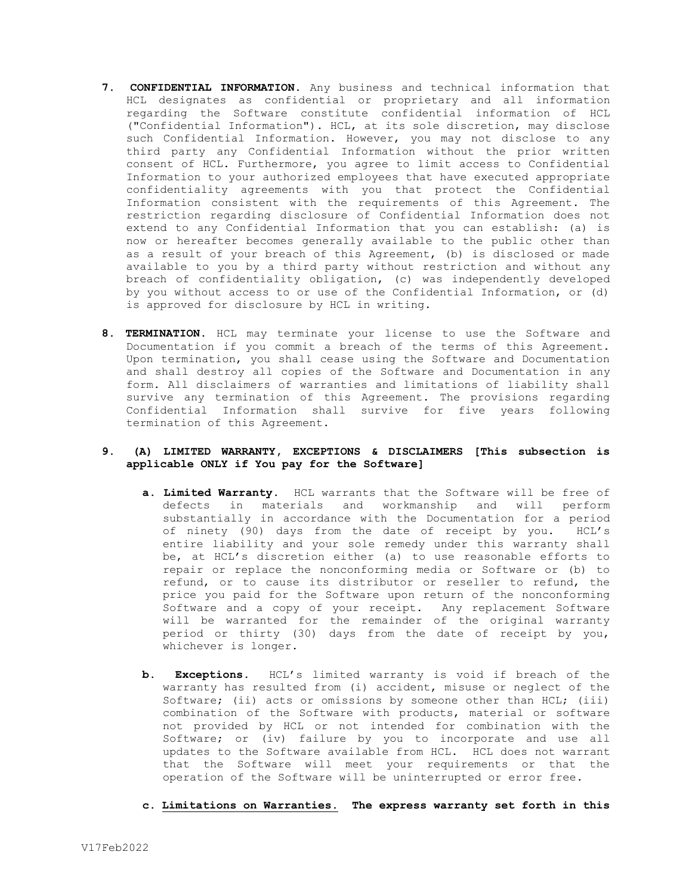7. **CONFIDENTIAL INFORMATION.** Any business and technical information that HCL designates as confidential or proprietary and all information regarding the Software constitute confidential information of HCL ("Confidential Information"). HCL, at its sole discretion, may disclose such Confidential Information. However, you may not disclose to any third party any Confidential Information without the prior written consent of HCL. Furthermore, you agree to limit access to Confidential Information to your authorized employees that have executed appropriate confidentiality agreements with you that protect the Confidential Information consistent with the requirements of this Agreement. The restriction regarding disclosure of Confidential Information does not extend to any Confidential Information that you can establish: (a) is now or hereafter becomes generally available to the public other than as a result of your breach of this Agreement, (b) is disclosed or made available to you by a third party without restriction and without any breach of confidentiality obligation, (c) was independently developed by you without access to or use of the Confidential Information, or (d) is approved for disclosure by HCL in writing.

8. **TERMINATION.** HCL may terminate your license to use the Software and Documentation if you commit a breach of the terms of this Agreement. Upon termination, you shall cease using the Software and Documentation and shall destroy all copies of the Software and Documentation in any form. All disclaimers of warranties and limitations of liability shall survive any termination of this Agreement. The provisions regarding Confidential Information shall survive for five years following termination of this Agreement.

9. **(A) LIMITED WARRANTY, EXCEPTIONS & DISCLAIMERS [This subsection is applicable ONLY if You pay for the Software]**

   a. **Limited Warranty.** HCL warrants that the Software will be free of defects in materials and workmanship and will perform substantially in accordance with the Documentation for a period of ninety (90) days from the date of receipt by you. HCL's entire liability and your sole remedy under this warranty shall be, at HCL's discretion either (a) to use reasonable efforts to repair or replace the nonconforming media or Software or (b) to refund, or to cause its distributor or reseller to refund, the price you paid for the Software upon return of the nonconforming Software and a copy of your receipt. Any replacement Software will be warranted for the remainder of the original warranty period or thirty (30) days from the date of receipt by you, whichever is longer.

   b. **Exceptions.** HCL's limited warranty is void if breach of the warranty has resulted from (i) accident, misuse or neglect of the Software; (ii) acts or omissions by someone other than HCL; (iii) combination of the Software with products, material or software not provided by HCL or not intended for combination with the Software; or (iv) failure by you to incorporate and use all updates to the Software available from HCL. HCL does not warrant that the Software will meet your requirements or that the operation of the Software will be uninterrupted or error free.

   c. **Limitations on Warranties. The express warranty set forth in this**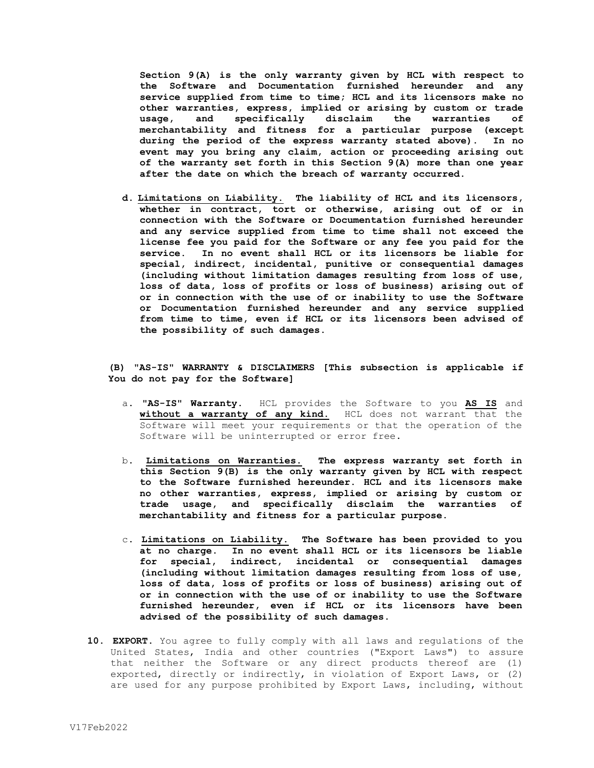**Section 9(A) is the only warranty given by HCL with respect to the Software and Documentation furnished hereunder and any service supplied from time to time; HCL and its licensors make no other warranties, express, implied or arising by custom or trade usage, and specifically disclaim the warranties of merchantability and fitness for a particular purpose (except during the period of the express warranty stated above). In no event may you bring any claim, action or proceeding arising out of the warranty set forth in this Section 9(A) more than one year after the date on which the breach of warranty occurred.**

d. **Limitations on Liability. The liability of HCL and its licensors, whether in contract, tort or otherwise, arising out of or in connection with the Software or Documentation furnished hereunder and any service supplied from time to time shall not exceed the license fee you paid for the Software or any fee you paid for the service. In no event shall HCL or its licensors be liable for special, indirect, incidental, punitive or consequential damages (including without limitation damages resulting from loss of use, loss of data, loss of profits or loss of business) arising out of or in connection with the use of or inability to use the Software or Documentation furnished hereunder and any service supplied from time to time, even if HCL or its licensors been advised of the possibility of such damages.**

**(B) "AS-IS" WARRANTY & DISCLAIMERS [This subsection is applicable if You do not pay for the Software]**

a. **"AS-IS" Warranty.** HCL provides the Software to you **AS IS** and **without a warranty of any kind.** HCL does not warrant that the Software will meet your requirements or that the operation of the Software will be uninterrupted or error free.

b. **Limitations on Warranties. The express warranty set forth in this Section 9(B) is the only warranty given by HCL with respect to the Software furnished hereunder. HCL and its licensors make no other warranties, express, implied or arising by custom or trade usage, and specifically disclaim the warranties of merchantability and fitness for a particular purpose.**

c. **Limitations on Liability. The Software has been provided to you at no charge. In no event shall HCL or its licensors be liable for special, indirect, incidental or consequential damages (including without limitation damages resulting from loss of use, loss of data, loss of profits or loss of business) arising out of or in connection with the use of or inability to use the Software furnished hereunder, even if HCL or its licensors have been advised of the possibility of such damages.**

10. **EXPORT.** You agree to fully comply with all laws and regulations of the United States, India and other countries ("Export Laws") to assure that neither the Software or any direct products thereof are (1) exported, directly or indirectly, in violation of Export Laws, or (2) are used for any purpose prohibited by Export Laws, including, without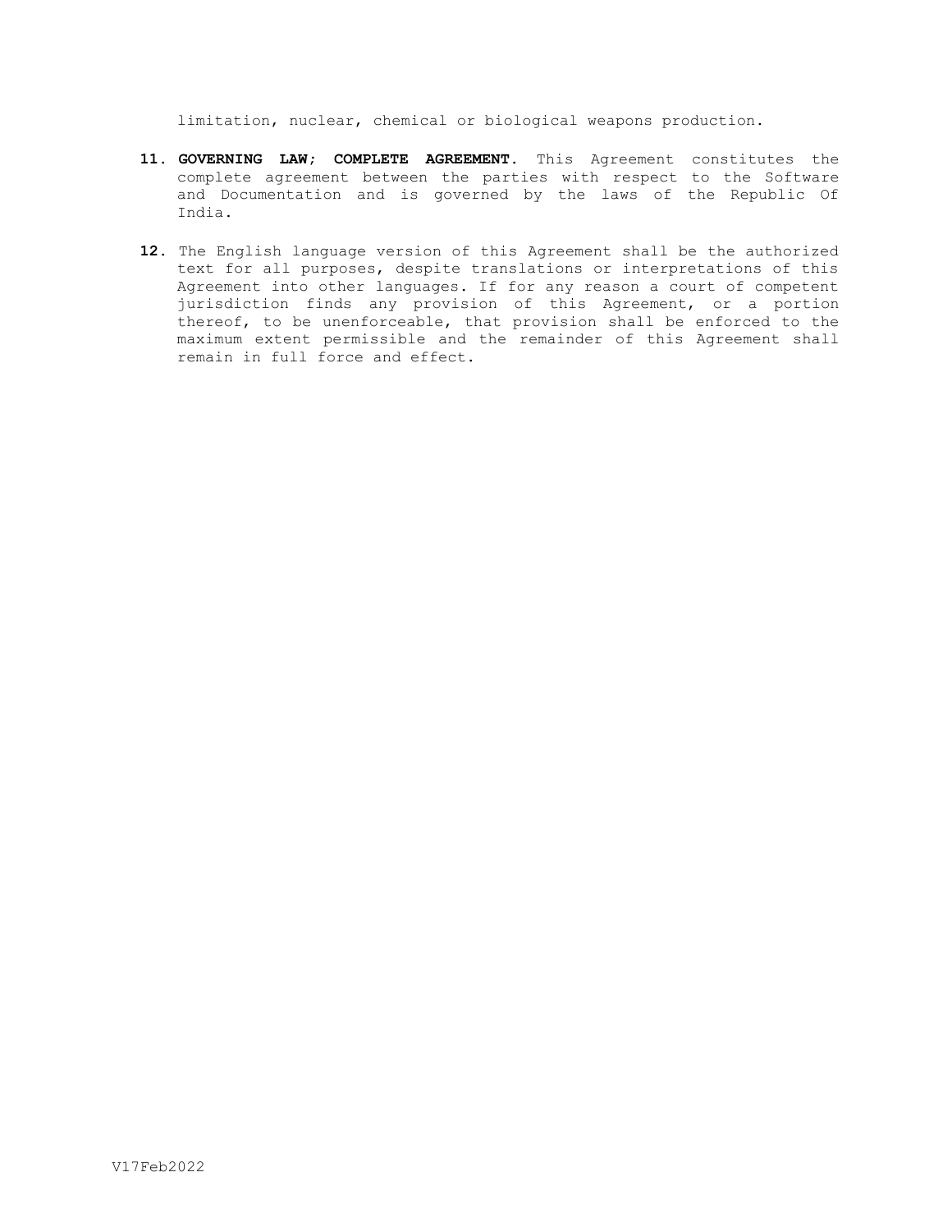limitation, nuclear, chemical or biological weapons production.

11. **GOVERNING LAW; COMPLETE AGREEMENT.** This Agreement constitutes the complete agreement between the parties with respect to the Software and Documentation and is governed by the laws of the Republic Of India.

12. The English language version of this Agreement shall be the authorized text for all purposes, despite translations or interpretations of this Agreement into other languages. If for any reason a court of competent jurisdiction finds any provision of this Agreement, or a portion thereof, to be unenforceable, that provision shall be enforced to the maximum extent permissible and the remainder of this Agreement shall remain in full force and effect.

V17Feb2022